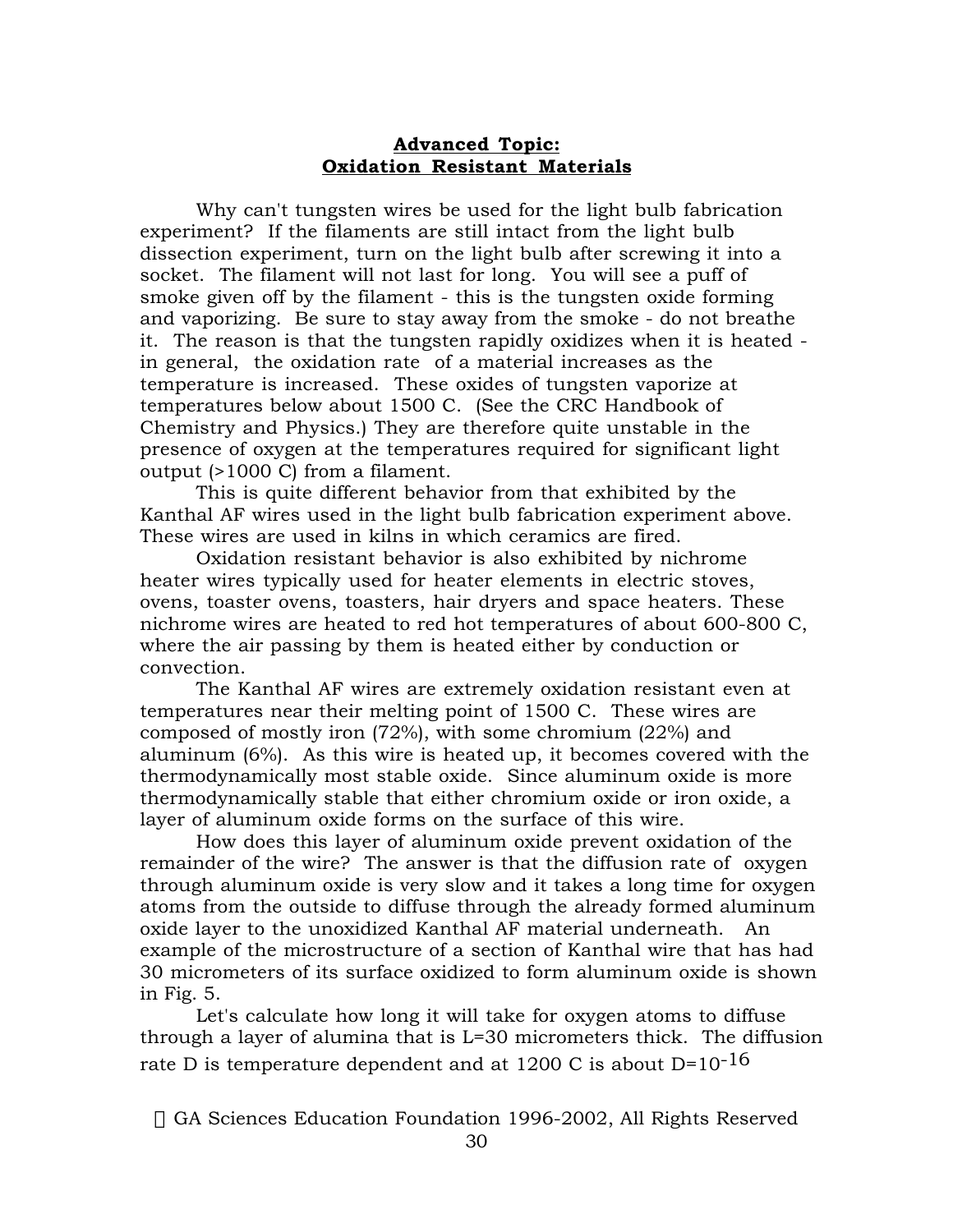## **Advanced Topic: Oxidation Resistant Materials**

Why can't tungsten wires be used for the light bulb fabrication experiment? If the filaments are still intact from the light bulb dissection experiment, turn on the light bulb after screwing it into a socket. The filament will not last for long. You will see a puff of smoke given off by the filament - this is the tungsten oxide forming and vaporizing. Be sure to stay away from the smoke - do not breathe it. The reason is that the tungsten rapidly oxidizes when it is heated - in general, the oxidation rate of a material increases as the temperature is increased. These oxides of tungsten vaporize at temperatures below about 1500 C. (See the CRC Handbook of Chemistry and Physics.) They are therefore quite unstable in the presence of oxygen at the temperatures required for significant light output (>1000 C) from a filament.

This is quite different behavior from that exhibited by the Kanthal AF wires used in the light bulb fabrication experiment above. These wires are used in kilns in which ceramics are fired.

Oxidation resistant behavior is also exhibited by nichrome heater wires typically used for heater elements in electric stoves, ovens, toaster ovens, toasters, hair dryers and space heaters. These nichrome wires are heated to red hot temperatures of about 600-800 C, where the air passing by them is heated either by conduction or convection.

The Kanthal AF wires are extremely oxidation resistant even at temperatures near their melting point of 1500 C. These wires are composed of mostly iron (72%), with some chromium (22%) and aluminum (6%). As this wire is heated up, it becomes covered with the thermodynamically most stable oxide. Since aluminum oxide is more thermodynamically stable that either chromium oxide or iron oxide, a layer of aluminum oxide forms on the surface of this wire.

How does this layer of aluminum oxide prevent oxidation of the remainder of the wire? The answer is that the diffusion rate of oxygen through aluminum oxide is very slow and it takes a long time for oxygen atoms from the outside to diffuse through the already formed aluminum oxide layer to the unoxidized Kanthal AF material underneath. An example of the microstructure of a section of Kanthal wire that has had 30 micrometers of its surface oxidized to form aluminum oxide is shown in Fig. 5.

Let's calculate how long it will take for oxygen atoms to diffuse through a layer of alumina that is L=30 micrometers thick. The diffusion rate D is temperature dependent and at 1200 C is about $D=10^{-16}$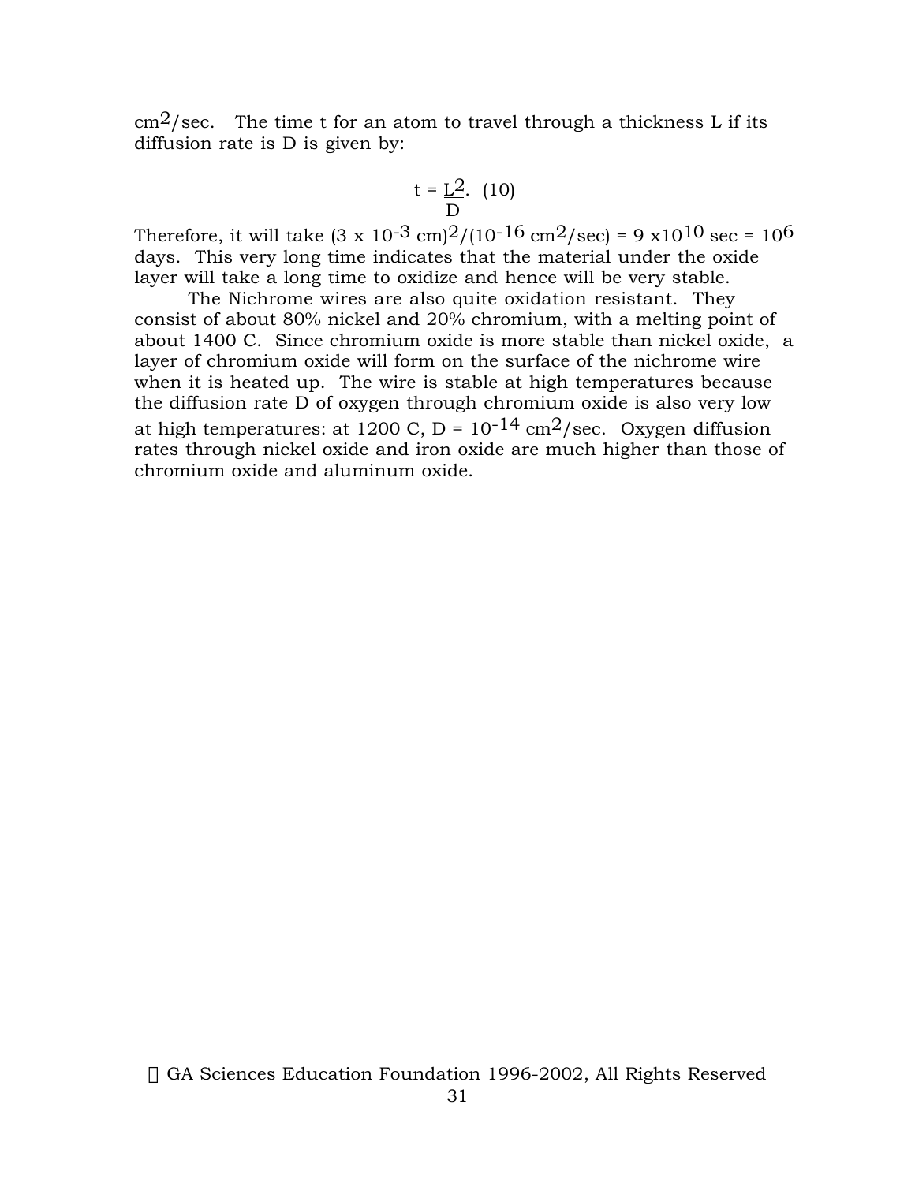$cm^2$/sec. The time t for an atom to travel through a thickness L if its diffusion rate is D is given by:

$$t = \frac{L^2}{D}. \quad (10)$$

Therefore, it will take $(3 \times 10^{-3}\ cm)^2/(10^{-16}\ cm^2/sec) = 9 \times 10^{10}\ sec = 10^6$ days. This very long time indicates that the material under the oxide layer will take a long time to oxidize and hence will be very stable.

The Nichrome wires are also quite oxidation resistant. They consist of about 80% nickel and 20% chromium, with a melting point of about 1400 C. Since chromium oxide is more stable than nickel oxide, a layer of chromium oxide will form on the surface of the nichrome wire when it is heated up. The wire is stable at high temperatures because the diffusion rate D of oxygen through chromium oxide is also very low at high temperatures: at 1200 C, $D = 10^{-14}\ cm^2/sec$. Oxygen diffusion rates through nickel oxide and iron oxide are much higher than those of chromium oxide and aluminum oxide.